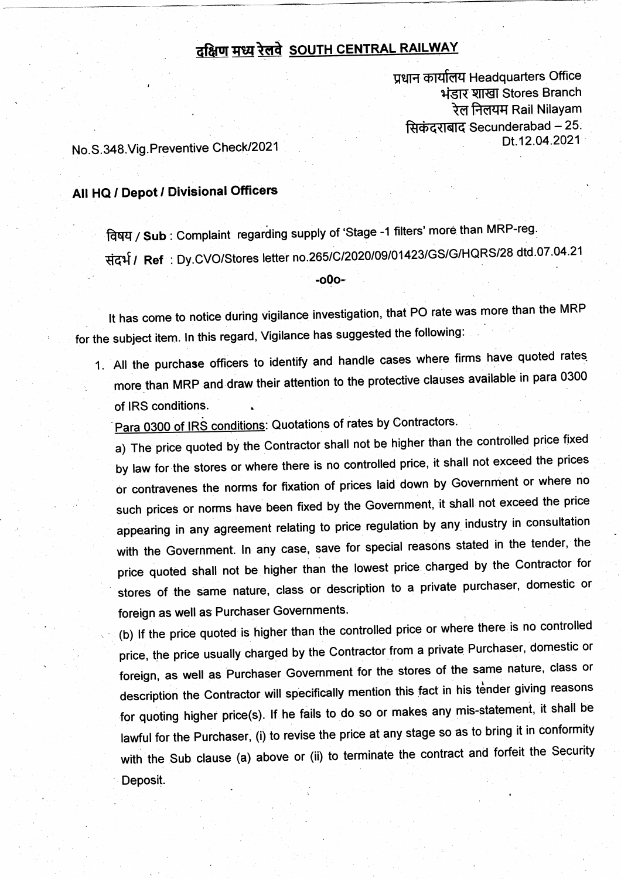# दक्षिण मध्य रेलवे SOUTH CENTRAL RAILWAY

प्रधान कार्यालय Headquarters Office
भंडार शाखा Stores Branch
रेल निलयम Rail Nilayam
सिकंदराबाद Secunderabad – 25.
Dt.12.04.2021

No.S.348.Vig.Preventive Check/2021

**All HQ / Depot / Divisional Officers**

विषय / **Sub** : Complaint regarding supply of 'Stage -1 filters' more than MRP-reg.

संदर्भ / **Ref** : Dy.CVO/Stores letter no.265/C/2020/09/01423/GS/G/HQRS/28 dtd.07.04.21

-o0o-

It has come to notice during vigilance investigation, that PO rate was more than the MRP for the subject item. In this regard, Vigilance has suggested the following:

1. All the purchase officers to identify and handle cases where firms have quoted rates more than MRP and draw their attention to the protective clauses available in para 0300 of IRS conditions.

   Para 0300 of IRS conditions: Quotations of rates by Contractors.

   a) The price quoted by the Contractor shall not be higher than the controlled price fixed by law for the stores or where there is no controlled price, it shall not exceed the prices or contravenes the norms for fixation of prices laid down by Government or where no such prices or norms have been fixed by the Government, it shall not exceed the price appearing in any agreement relating to price regulation by any industry in consultation with the Government. In any case, save for special reasons stated in the tender, the price quoted shall not be higher than the lowest price charged by the Contractor for stores of the same nature, class or description to a private purchaser, domestic or foreign as well as Purchaser Governments.

   (b) If the price quoted is higher than the controlled price or where there is no controlled price, the price usually charged by the Contractor from a private Purchaser, domestic or foreign, as well as Purchaser Government for the stores of the same nature, class or description the Contractor will specifically mention this fact in his tender giving reasons for quoting higher price(s). If he fails to do so or makes any mis-statement, it shall be lawful for the Purchaser, (i) to revise the price at any stage so as to bring it in conformity with the Sub clause (a) above or (ii) to terminate the contract and forfeit the Security Deposit.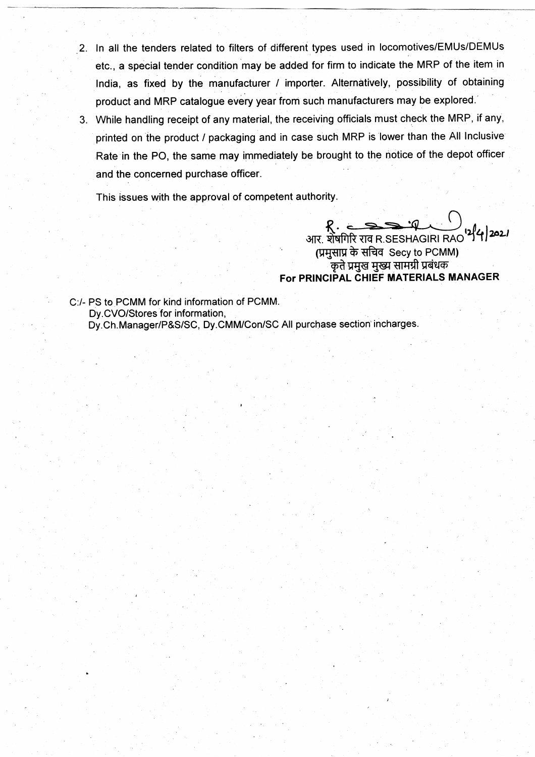2. In all the tenders related to filters of different types used in locomotives/EMUs/DEMUs etc., a special tender condition may be added for firm to indicate the MRP of the item in India, as fixed by the manufacturer / importer. Alternatively, possibility of obtaining product and MRP catalogue every year from such manufacturers may be explored.
3. While handling receipt of any material, the receiving officials must check the MRP, if any, printed on the product / packaging and in case such MRP is lower than the All Inclusive Rate in the PO, the same may immediately be brought to the notice of the depot officer and the concerned purchase officer.

This issues with the approval of competent authority.

R. 12/4/2021
आर. शेषगिरि राव R.SESHAGIRI RAO
(प्रमुसाप्र के सचिव Secy to PCMM)
कृते प्रमुख मुख्य सामग्री प्रबंधक
**For PRINCIPAL CHIEF MATERIALS MANAGER**

C:/- PS to PCMM for kind information of PCMM.
Dy.CVO/Stores for information,
Dy.Ch.Manager/P&S/SC, Dy.CMM/Con/SC All purchase section incharges.